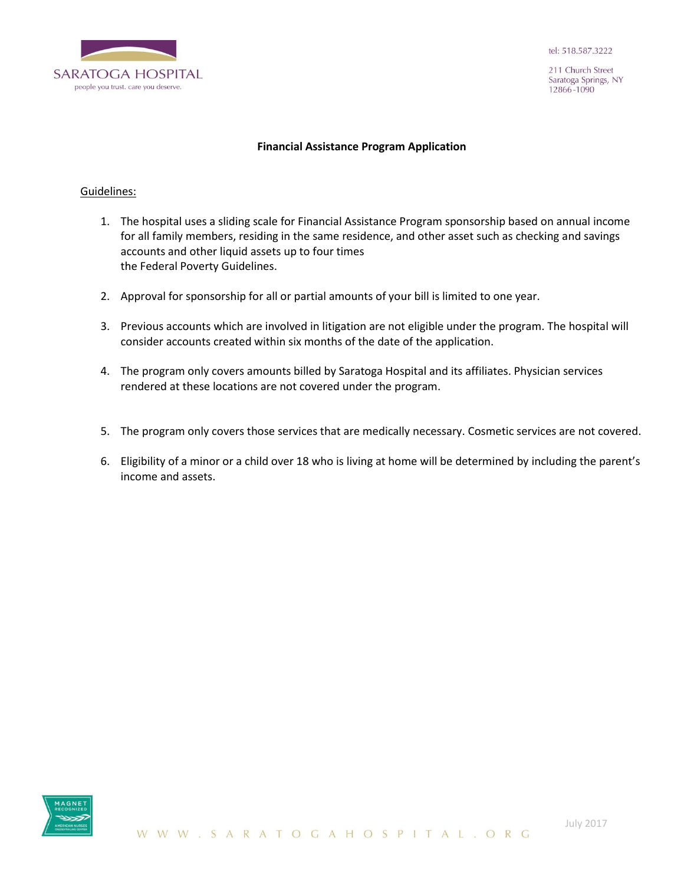SARATOGA HOSPITAL
people you trust. care you deserve.

tel: 518.587.3222

211 Church Street
Saratoga Springs, NY
12866-1090

## Financial Assistance Program Application

Guidelines:

1. The hospital uses a sliding scale for Financial Assistance Program sponsorship based on annual income for all family members, residing in the same residence, and other asset such as checking and savings accounts and other liquid assets up to four times the Federal Poverty Guidelines.

2. Approval for sponsorship for all or partial amounts of your bill is limited to one year.

3. Previous accounts which are involved in litigation are not eligible under the program. The hospital will consider accounts created within six months of the date of the application.

4. The program only covers amounts billed by Saratoga Hospital and its affiliates. Physician services rendered at these locations are not covered under the program.

5. The program only covers those services that are medically necessary. Cosmetic services are not covered.

6. Eligibility of a minor or a child over 18 who is living at home will be determined by including the parent's income and assets.

July 2017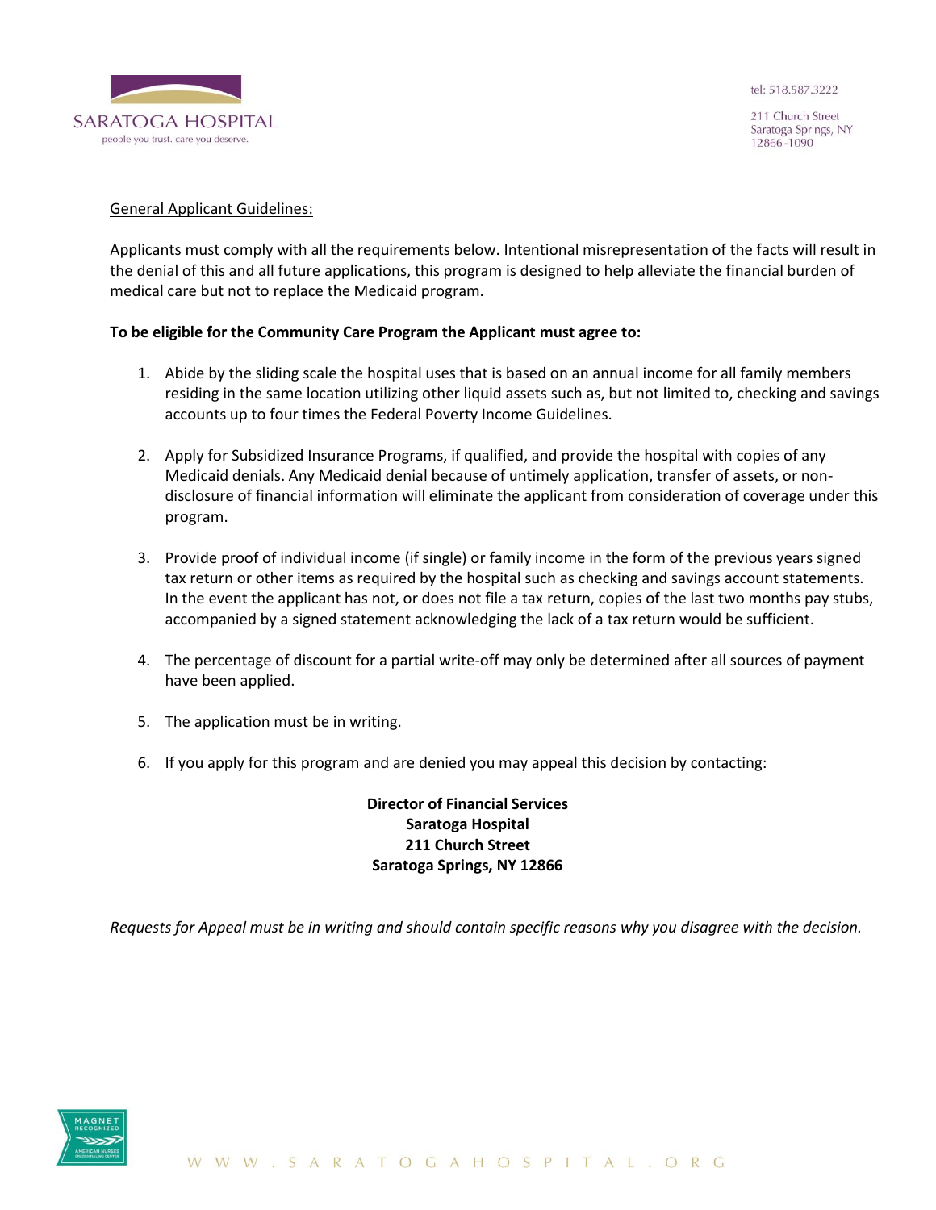General Applicant Guidelines:

Applicants must comply with all the requirements below. Intentional misrepresentation of the facts will result in the denial of this and all future applications, this program is designed to help alleviate the financial burden of medical care but not to replace the Medicaid program.

**To be eligible for the Community Care Program the Applicant must agree to:**

1. Abide by the sliding scale the hospital uses that is based on an annual income for all family members residing in the same location utilizing other liquid assets such as, but not limited to, checking and savings accounts up to four times the Federal Poverty Income Guidelines.

2. Apply for Subsidized Insurance Programs, if qualified, and provide the hospital with copies of any Medicaid denials. Any Medicaid denial because of untimely application, transfer of assets, or non-disclosure of financial information will eliminate the applicant from consideration of coverage under this program.

3. Provide proof of individual income (if single) or family income in the form of the previous years signed tax return or other items as required by the hospital such as checking and savings account statements. In the event the applicant has not, or does not file a tax return, copies of the last two months pay stubs, accompanied by a signed statement acknowledging the lack of a tax return would be sufficient.

4. The percentage of discount for a partial write-off may only be determined after all sources of payment have been applied.

5. The application must be in writing.

6. If you apply for this program and are denied you may appeal this decision by contacting:

**Director of Financial Services**
**Saratoga Hospital**
**211 Church Street**
**Saratoga Springs, NY 12866**

*Requests for Appeal must be in writing and should contain specific reasons why you disagree with the decision.*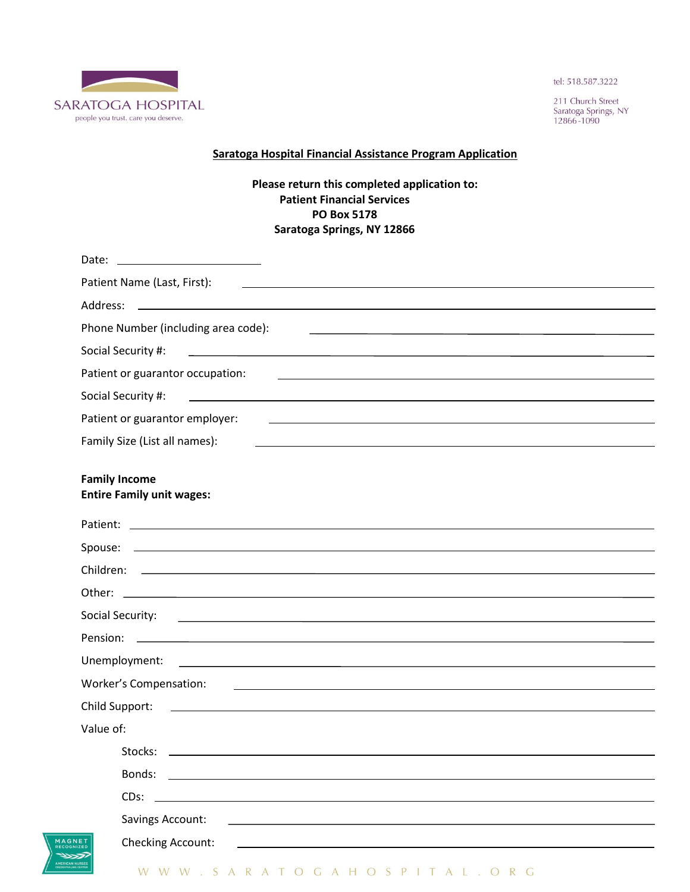SARATOGA HOSPITAL
people you trust. care you deserve.

tel: 518.587.3222

211 Church Street
Saratoga Springs, NY
12866-1090

## Saratoga Hospital Financial Assistance Program Application

**Please return this completed application to:**
**Patient Financial Services**
**PO Box 5178**
**Saratoga Springs, NY 12866**

Date: ____________________

Patient Name (Last, First): ____________________

Address: ____________________

Phone Number (including area code): ____________________

Social Security #: ____________________

Patient or guarantor occupation: ____________________

Social Security #: ____________________

Patient or guarantor employer: ____________________

Family Size (List all names): ____________________

**Family Income**
**Entire Family unit wages:**

Patient: ____________________

Spouse: ____________________

Children: ____________________

Other: ____________________

Social Security: ____________________

Pension: ____________________

Unemployment: ____________________

Worker's Compensation: ____________________

Child Support: ____________________

Value of:

- Stocks: ____________________
- Bonds: ____________________
- CDs: ____________________
- Savings Account: ____________________
- Checking Account: ____________________

WWW.SARATOGAHOSPITAL.ORG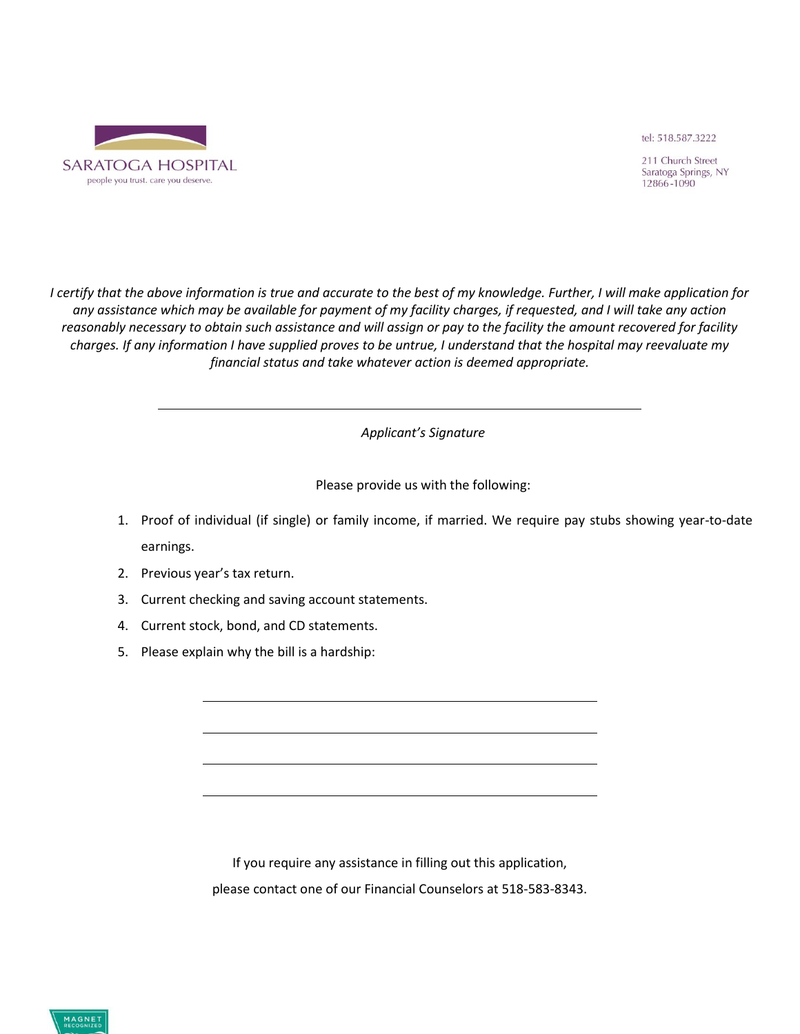SARATOGA HOSPITAL
people you trust. care you deserve.

tel: 518.587.3222

211 Church Street
Saratoga Springs, NY
12866-1090

*I certify that the above information is true and accurate to the best of my knowledge. Further, I will make application for any assistance which may be available for payment of my facility charges, if requested, and I will take any action reasonably necessary to obtain such assistance and will assign or pay to the facility the amount recovered for facility charges. If any information I have supplied proves to be untrue, I understand that the hospital may reevaluate my financial status and take whatever action is deemed appropriate.*

______________________________________________

*Applicant's Signature*

Please provide us with the following:

1. Proof of individual (if single) or family income, if married. We require pay stubs showing year-to-date earnings.
2. Previous year's tax return.
3. Current checking and saving account statements.
4. Current stock, bond, and CD statements.
5. Please explain why the bill is a hardship:

______________________________________________

______________________________________________

______________________________________________

______________________________________________

If you require any assistance in filling out this application,

please contact one of our Financial Counselors at 518-583-8343.

MAGNET RECOGNIZED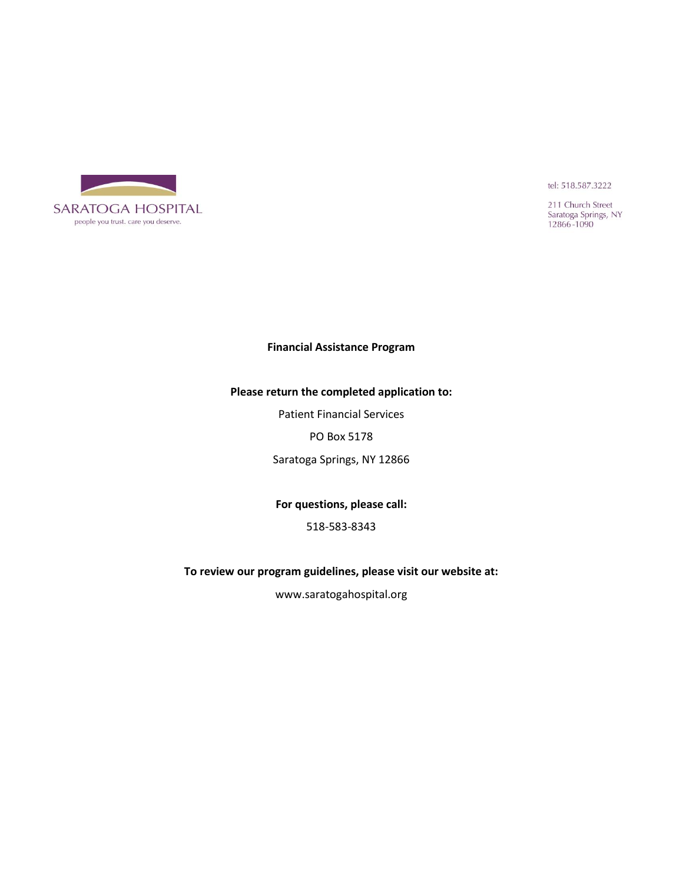SARATOGA HOSPITAL
people you trust. care you deserve.

tel: 518.587.3222

211 Church Street
Saratoga Springs, NY
12866-1090

**Financial Assistance Program**

**Please return the completed application to:**

Patient Financial Services

PO Box 5178

Saratoga Springs, NY 12866

**For questions, please call:**

518-583-8343

**To review our program guidelines, please visit our website at:**

www.saratogahospital.org